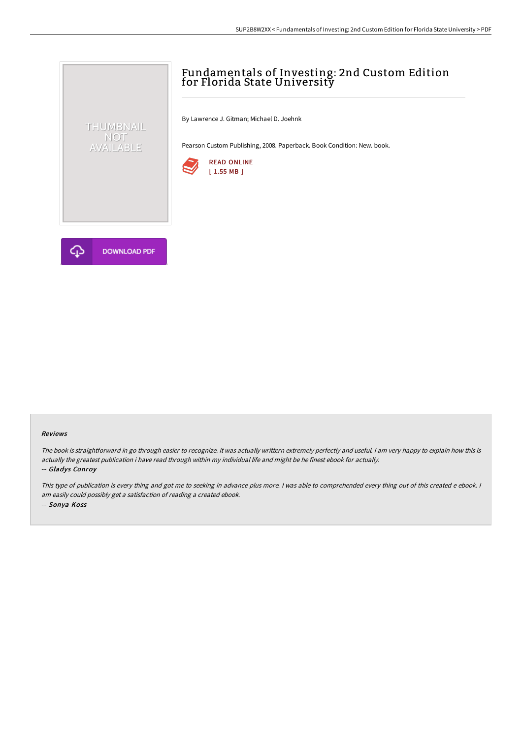# Fundamentals of Investing: 2nd Custom Edition for Florida State University

By Lawrence J. Gitman; Michael D. Joehnk

Pearson Custom Publishing, 2008. Paperback. Book Condition: New. book.

READ ONLINE
[ 1.55 MB ]

DOWNLOAD PDF

### Reviews

*The book is straightforward in go through easier to recognize. it was actually writtern extremely perfectly and useful. I am very happy to explain how this is actually the greatest publication i have read through within my individual life and might be he finest ebook for actually.*

*-- Gladys Conroy*

*This type of publication is every thing and got me to seeking in advance plus more. I was able to comprehended every thing out of this created e ebook. I am easily could possibly get a satisfaction of reading a created ebook.*

*-- Sonya Koss*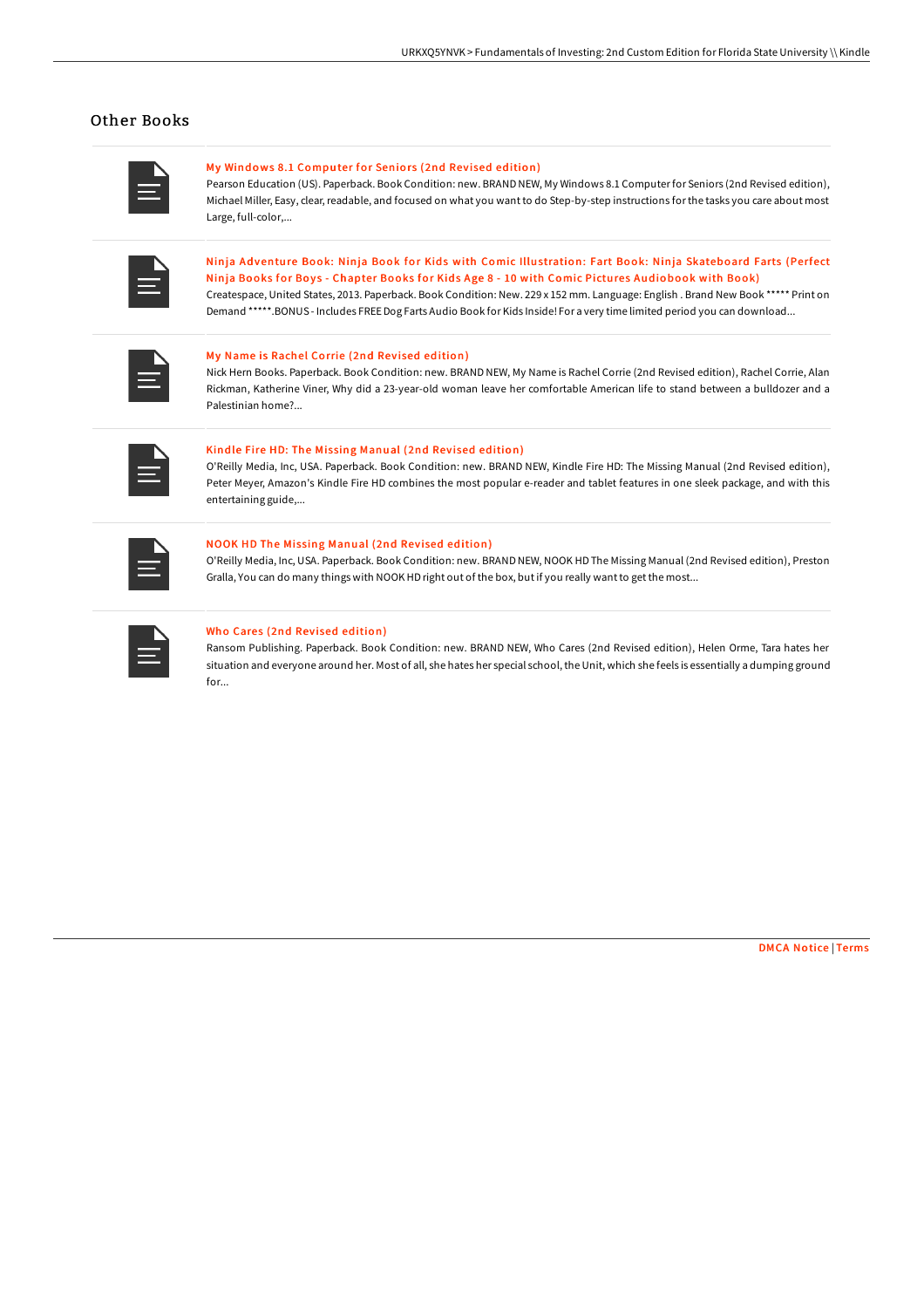## Other Books

### My Windows 8.1 Computer for Seniors (2nd Revised edition)

Pearson Education (US). Paperback. Book Condition: new. BRAND NEW, My Windows 8.1 Computer for Seniors (2nd Revised edition), Michael Miller, Easy, clear, readable, and focused on what you want to do Step-by-step instructions for the tasks you care about most Large, full-color,...

### Ninja Adventure Book: Ninja Book for Kids with Comic Illustration: Fart Book: Ninja Skateboard Farts (Perfect Ninja Books for Boys - Chapter Books for Kids Age 8 - 10 with Comic Pictures Audiobook with Book)

Createspace, United States, 2013. Paperback. Book Condition: New. 229 x 152 mm. Language: English . Brand New Book ***** Print on Demand *****.BONUS - Includes FREE Dog Farts Audio Book for Kids Inside! For a very time limited period you can download...

### My Name is Rachel Corrie (2nd Revised edition)

Nick Hern Books. Paperback. Book Condition: new. BRAND NEW, My Name is Rachel Corrie (2nd Revised edition), Rachel Corrie, Alan Rickman, Katherine Viner, Why did a 23-year-old woman leave her comfortable American life to stand between a bulldozer and a Palestinian home?...

### Kindle Fire HD: The Missing Manual (2nd Revised edition)

O'Reilly Media, Inc, USA. Paperback. Book Condition: new. BRAND NEW, Kindle Fire HD: The Missing Manual (2nd Revised edition), Peter Meyer, Amazon's Kindle Fire HD combines the most popular e-reader and tablet features in one sleek package, and with this entertaining guide,...

### NOOK HD The Missing Manual (2nd Revised edition)

O'Reilly Media, Inc, USA. Paperback. Book Condition: new. BRAND NEW, NOOK HD The Missing Manual (2nd Revised edition), Preston Gralla, You can do many things with NOOK HD right out of the box, but if you really want to get the most...

### Who Cares (2nd Revised edition)

Ransom Publishing. Paperback. Book Condition: new. BRAND NEW, Who Cares (2nd Revised edition), Helen Orme, Tara hates her situation and everyone around her. Most of all, she hates her special school, the Unit, which she feels is essentially a dumping ground for...

DMCA Notice | Terms